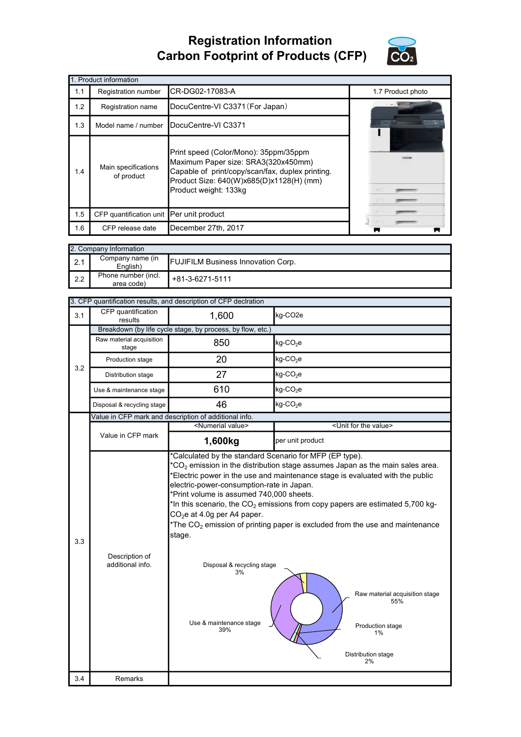# Registration Information
# Carbon Footprint of Products (CFP)

| 1. Product information | | | |
|---|---|---|---|
| 1.1 | Registration number | CR-DG02-17083-A | 1.7 Product photo |
| 1.2 | Registration name | DocuCentre-VI C3371（For Japan） | |
| 1.3 | Model name / number | DocuCentre-VI C3371 | |
| 1.4 | Main specifications of product | Print speed (Color/Mono): 35ppm/35ppm<br>Maximum Paper size: SRA3(320x450mm)<br>Capable of print/copy/scan/fax, duplex printing.<br>Product Size: 640(W)x685(D)x1128(H) (mm)<br>Product weight: 133kg | |
| 1.5 | CFP quantification unit | Per unit product | |
| 1.6 | CFP release date | December 27th, 2017 | |

| 2. Company Information | | |
|---|---|---|
| 2.1 | Company name (in English) | FUJIFILM Business Innovation Corp. |
| 2.2 | Phone number (incl. area code) | +81-3-6271-5111 |

| 3. CFP quantification results, and description of CFP declration | | | |
|---|---|---|---|
| 3.1 | CFP quantification results | 1,600 | kg-CO2e |
| 3.2 | Breakdown (by life cycle stage, by process, by flow, etc.) | | |
| | Raw material acquisition stage | 850 | kg-$CO_2$e |
| | Production stage | 20 | kg-$CO_2$e |
| | Distribution stage | 27 | kg-$CO_2$e |
| | Use & maintenance stage | 610 | kg-$CO_2$e |
| | Disposal & recycling stage | 46 | kg-$CO_2$e |
| 3.3 | Value in CFP mark and description of additional info. | | |
| | Value in CFP mark | <Numerial value><br>**1,600kg** | <Unit for the value><br>per unit product |
| | Description of additional info. | *Calculated by the standard Scenario for MFP (EP type).<br>*$CO_2$ emission in the distribution stage assumes Japan as the main sales area.<br>*Electric power in the use and maintenance stage is evaluated with the public electric-power-consumption-rate in Japan.<br>*Print volume is assumed 740,000 sheets.<br>*In this scenario, the $CO_2$ emissions from copy papers are estimated 5,700 kg-$CO_2$e at 4.0g per A4 paper.<br>*The $CO_2$ emission of printing paper is excluded from the use and maintenance stage.<br><br>Raw material acquisition stage 55%<br>Production stage 1%<br>Distribution stage 2%<br>Use & maintenance stage 39%<br>Disposal & recycling stage 3% | |
| 3.4 | Remarks | | |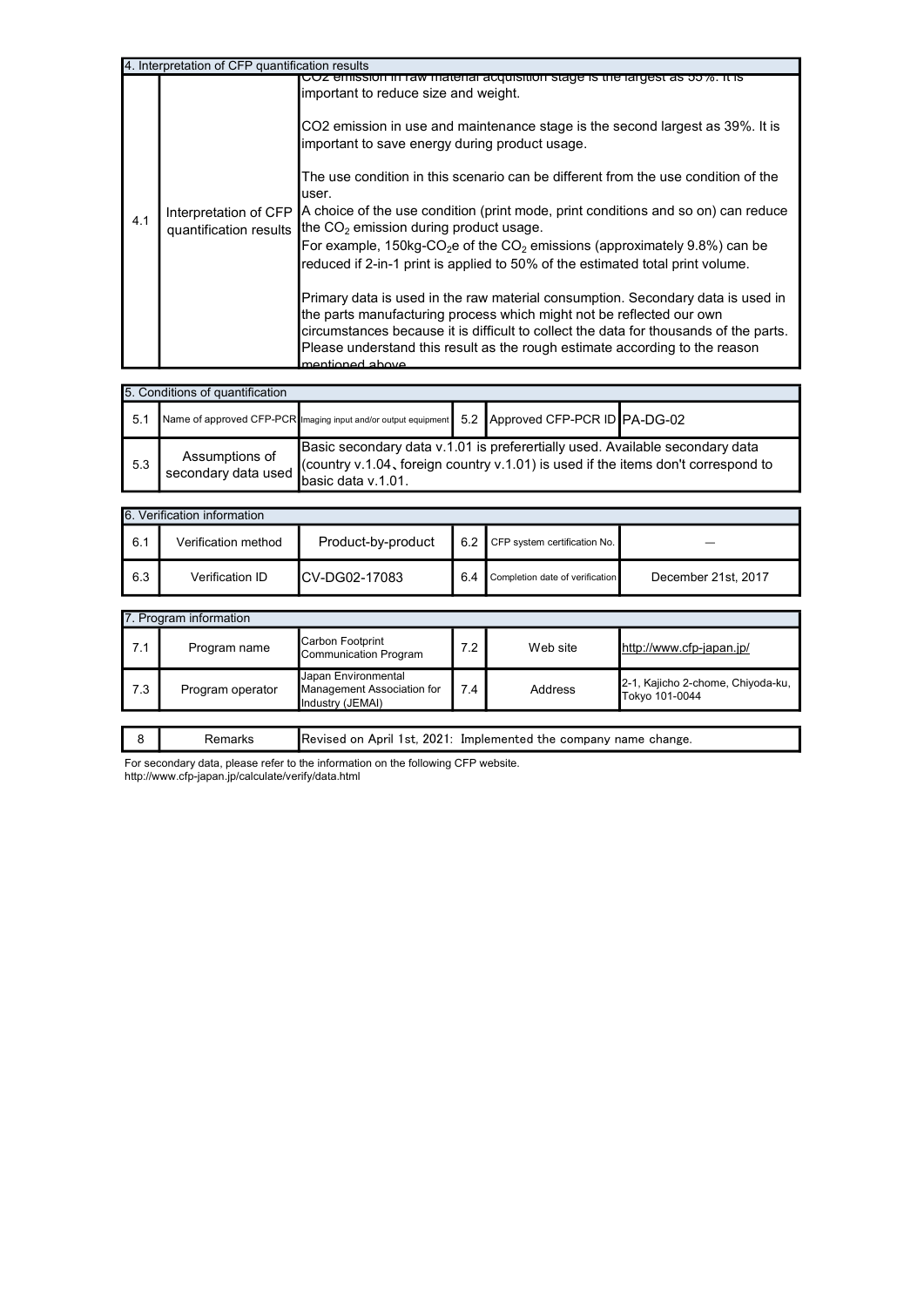| 4. Interpretation of CFP quantification results | | |
|---|---|---|
| 4.1 | Interpretation of CFP quantification results | CO2 emission in raw material acquisition stage is the largest as 55%. It is important to reduce size and weight.<br><br>CO2 emission in use and maintenance stage is the second largest as 39%. It is important to save energy during product usage.<br><br>The use condition in this scenario can be different from the use condition of the user.<br>A choice of the use condition (print mode, print conditions and so on) can reduce the $CO_2$ emission during product usage.<br>For example, 150kg-$CO_2$e of the $CO_2$ emissions (approximately 9.8%) can be reduced if 2-in-1 print is applied to 50% of the estimated total print volume.<br><br>Primary data is used in the raw material consumption. Secondary data is used in the parts manufacturing process which might not be reflected our own circumstances because it is difficult to collect the data for thousands of the parts. Please understand this result as the rough estimate according to the reason mentioned above. |

| 5. Conditions of quantification | | | | | |
|---|---|---|---|---|---|
| 5.1 | Name of approved CFP-PCR | Imaging input and/or output equipment | 5.2 | Approved CFP-PCR ID | PA-DG-02 |
| 5.3 | Assumptions of secondary data used | Basic secondary data v.1.01 is preferertially used. Available secondary data (country v.1.04、foreign country v.1.01) is used if the items don't correspond to basic data v.1.01. | | | |

| 6. Verification information | | | | | |
|---|---|---|---|---|---|
| 6.1 | Verification method | Product-by-product | 6.2 | CFP system certification No. | — |
| 6.3 | Verification ID | CV-DG02-17083 | 6.4 | Completion date of verification | December 21st, 2017 |

| 7. Program information | | | | | |
|---|---|---|---|---|---|
| 7.1 | Program name | Carbon Footprint Communication Program | 7.2 | Web site | http://www.cfp-japan.jp/ |
| 7.3 | Program operator | Japan Environmental Management Association for Industry (JEMAI) | 7.4 | Address | 2-1, Kajicho 2-chome, Chiyoda-ku, Tokyo 101-0044 |

| | | |
|---|---|---|
| 8 | Remarks | Revised on April 1st, 2021: Implemented the company name change. |

For secondary data, please refer to the information on the following CFP website.
http://www.cfp-japan.jp/calculate/verify/data.html